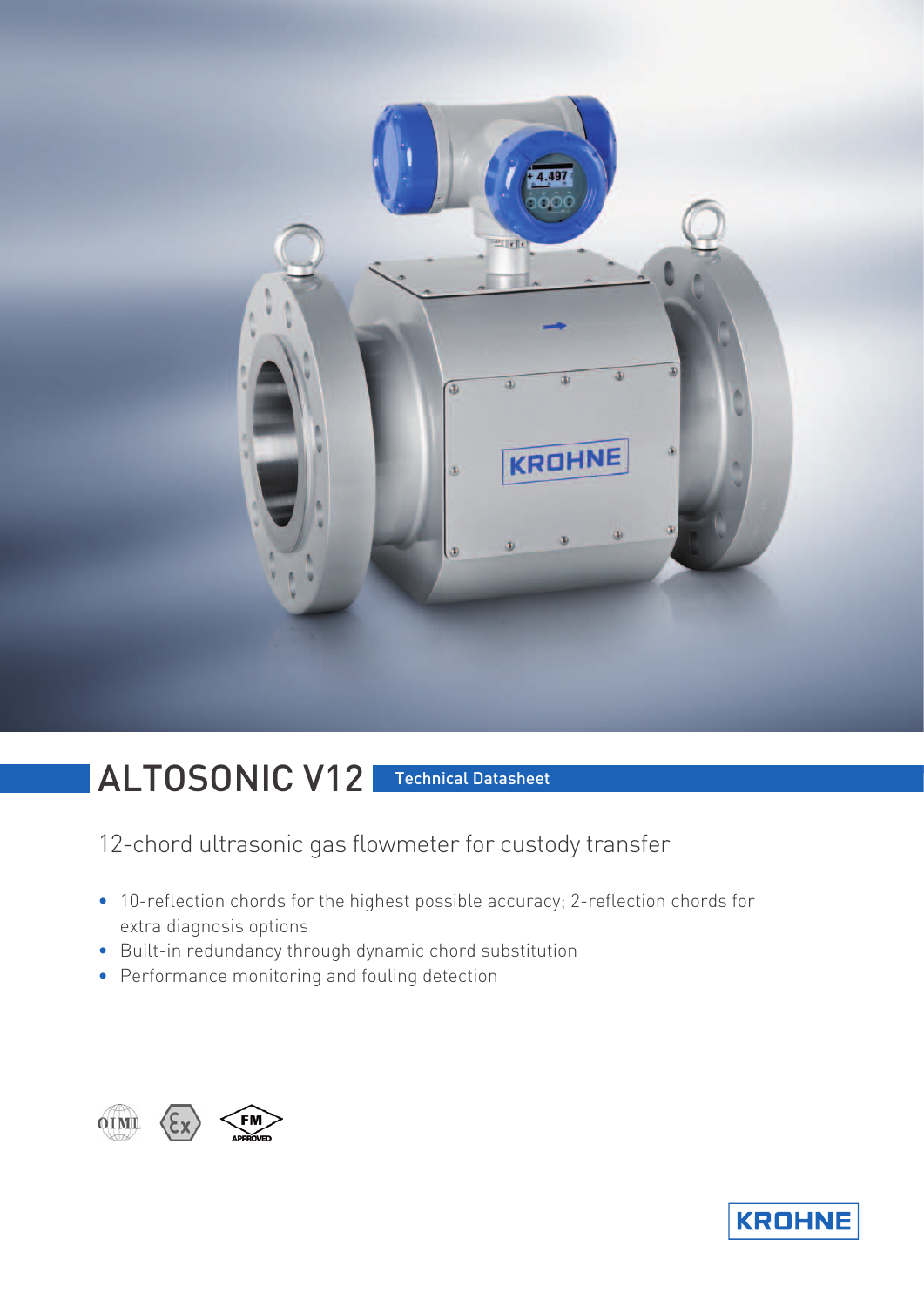# ALTOSONIC V12

Technical Datasheet

## 12-chord ultrasonic gas flowmeter for custody transfer

- 10-reflection chords for the highest possible accuracy; 2-reflection chords for extra diagnosis options
- Built-in redundancy through dynamic chord substitution
- Performance monitoring and fouling detection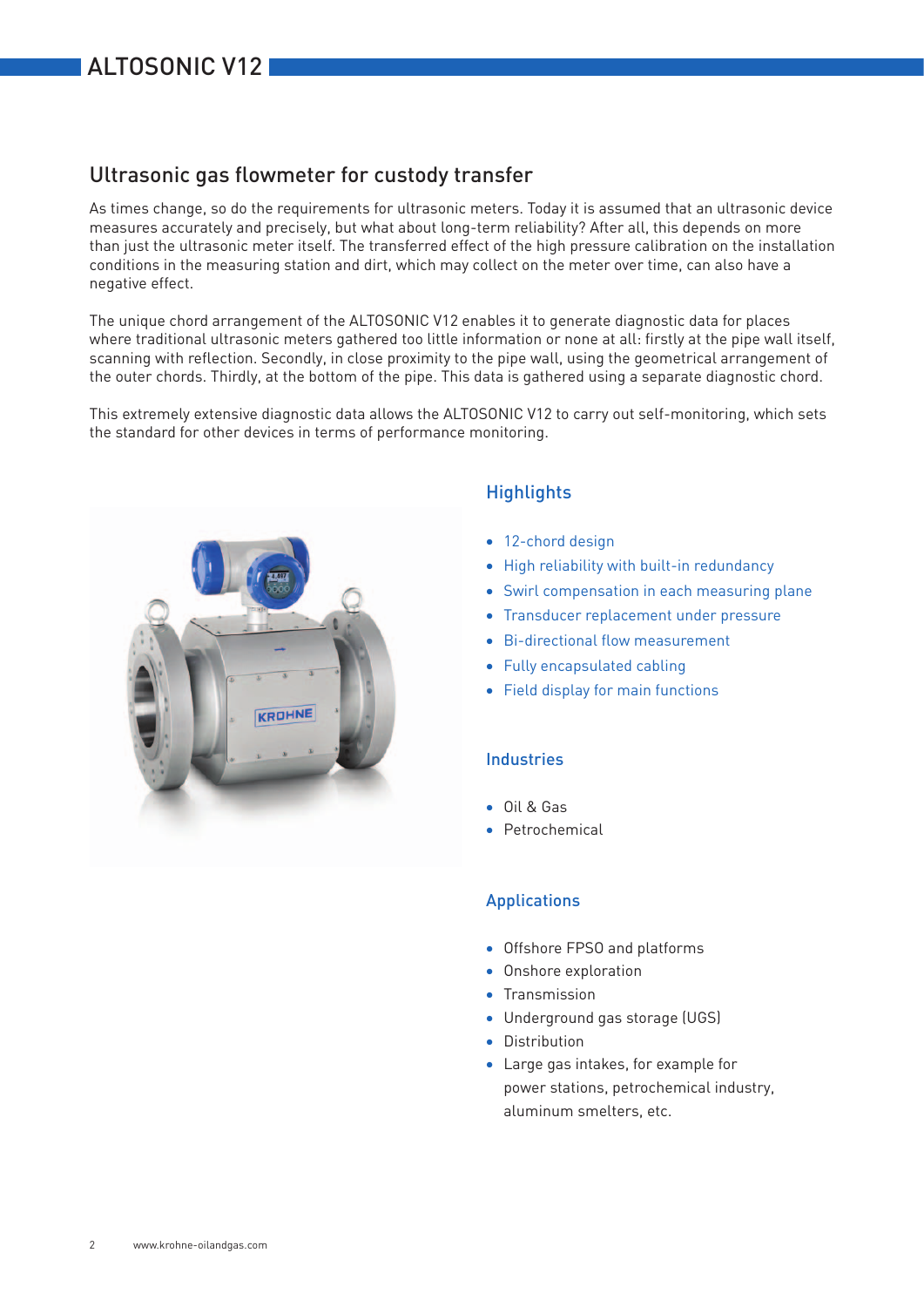# ALTOSONIC V12

## Ultrasonic gas flowmeter for custody transfer

As times change, so do the requirements for ultrasonic meters. Today it is assumed that an ultrasonic device measures accurately and precisely, but what about long-term reliability? After all, this depends on more than just the ultrasonic meter itself. The transferred effect of the high pressure calibration on the installation conditions in the measuring station and dirt, which may collect on the meter over time, can also have a negative effect.

The unique chord arrangement of the ALTOSONIC V12 enables it to generate diagnostic data for places where traditional ultrasonic meters gathered too little information or none at all: firstly at the pipe wall itself, scanning with reflection. Secondly, in close proximity to the pipe wall, using the geometrical arrangement of the outer chords. Thirdly, at the bottom of the pipe. This data is gathered using a separate diagnostic chord.

This extremely extensive diagnostic data allows the ALTOSONIC V12 to carry out self-monitoring, which sets the standard for other devices in terms of performance monitoring.

### Highlights

- 12-chord design
- High reliability with built-in redundancy
- Swirl compensation in each measuring plane
- Transducer replacement under pressure
- Bi-directional flow measurement
- Fully encapsulated cabling
- Field display for main functions

### Industries

- Oil & Gas
- Petrochemical

### Applications

- Offshore FPSO and platforms
- Onshore exploration
- Transmission
- Underground gas storage (UGS)
- Distribution
- Large gas intakes, for example for power stations, petrochemical industry, aluminum smelters, etc.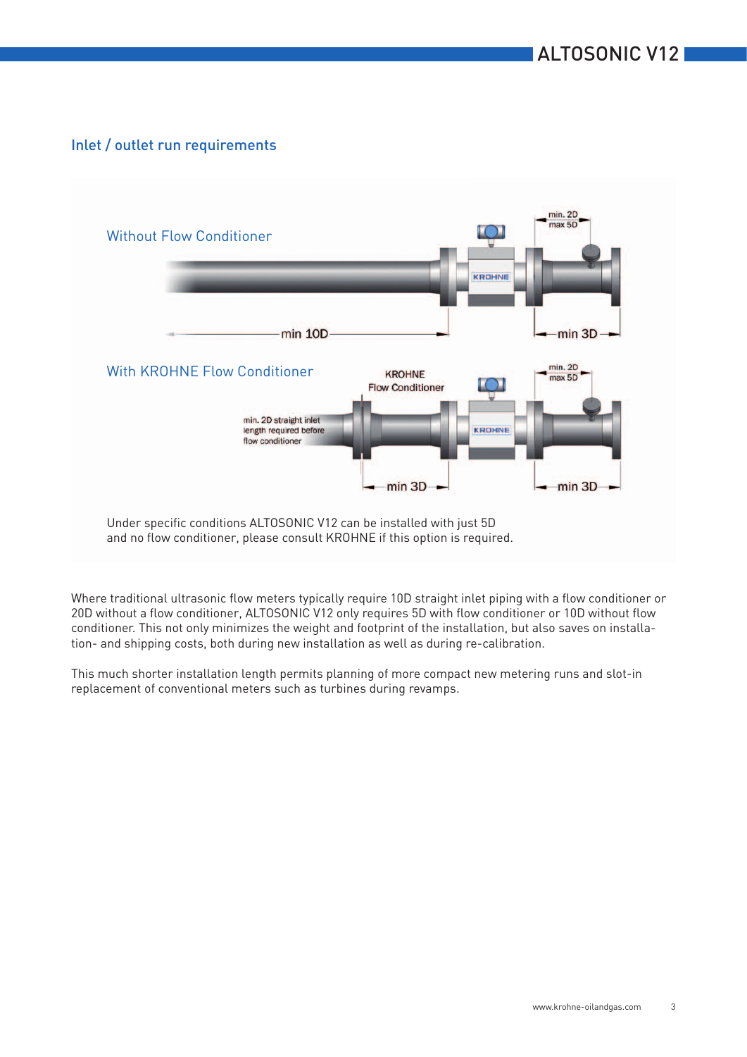## Inlet / outlet run requirements

### Without Flow Conditioner

min 10D — min. 2D max 5D — min 3D

### With KROHNE Flow Conditioner

KROHNE Flow Conditioner

min. 2D straight inlet length required before flow conditioner

min 3D — min. 2D max 5D — min 3D

Under specific conditions ALTOSONIC V12 can be installed with just 5D and no flow conditioner, please consult KROHNE if this option is required.

Where traditional ultrasonic flow meters typically require 10D straight inlet piping with a flow conditioner or 20D without a flow conditioner, ALTOSONIC V12 only requires 5D with flow conditioner or 10D without flow conditioner. This not only minimizes the weight and footprint of the installation, but also saves on installation- and shipping costs, both during new installation as well as during re-calibration.

This much shorter installation length permits planning of more compact new metering runs and slot-in replacement of conventional meters such as turbines during revamps.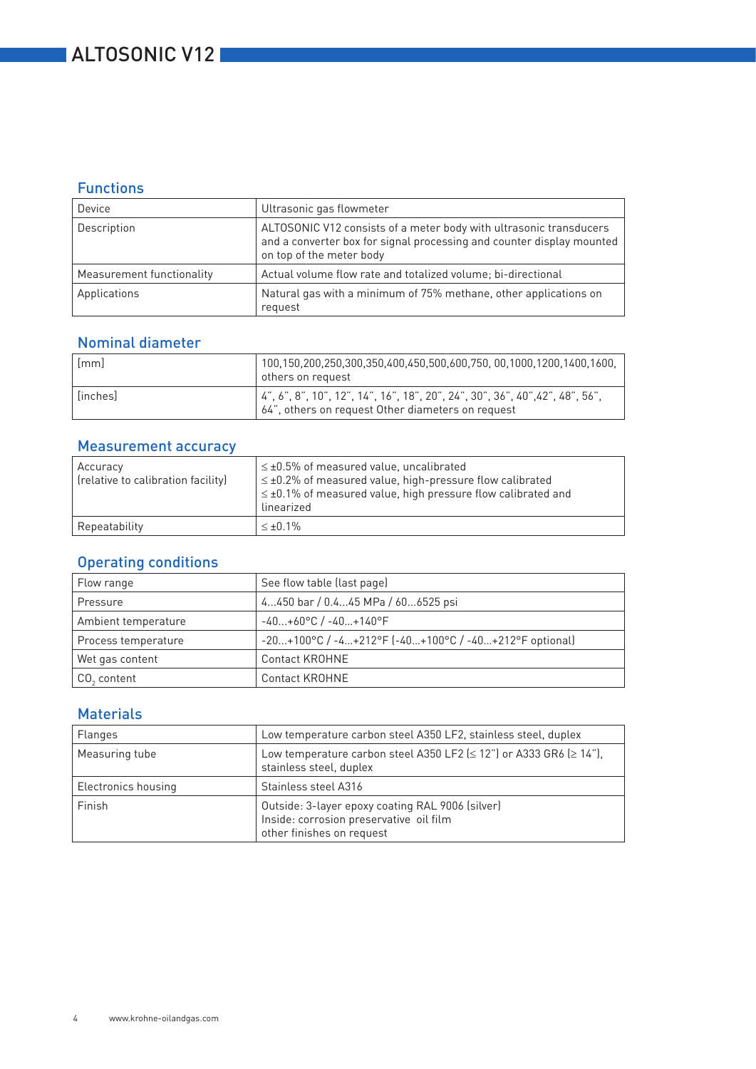# ALTOSONIC V12

## Functions

| | |
|---|---|
| Device | Ultrasonic gas flowmeter |
| Description | ALTOSONIC V12 consists of a meter body with ultrasonic transducers and a converter box for signal processing and counter display mounted on top of the meter body |
| Measurement functionality | Actual volume flow rate and totalized volume; bi-directional |
| Applications | Natural gas with a minimum of 75% methane, other applications on request |

## Nominal diameter

| | |
|---|---|
| [mm] | 100,150,200,250,300,350,400,450,500,600,750, 00,1000,1200,1400,1600, others on request |
| [inches] | 4", 6", 8", 10", 12", 14", 16", 18", 20", 24", 30", 36", 40",42", 48", 56", 64", others on request Other diameters on request |

## Measurement accuracy

| | |
|---|---|
| Accuracy (relative to calibration facility) | ≤ ±0.5% of measured value, uncalibrated<br>≤ ±0.2% of measured value, high-pressure flow calibrated<br>≤ ±0.1% of measured value, high pressure flow calibrated and linearized |
| Repeatability | ≤ ±0.1% |

## Operating conditions

| | |
|---|---|
| Flow range | See flow table (last page) |
| Pressure | 4...450 bar / 0.4...45 MPa / 60...6525 psi |
| Ambient temperature | -40...+60°C / -40...+140°F |
| Process temperature | -20...+100°C / -4...+212°F (-40...+100°C / -40...+212°F optional) |
| Wet gas content | Contact KROHNE |
| $CO_2$ content | Contact KROHNE |

## Materials

| | |
|---|---|
| Flanges | Low temperature carbon steel A350 LF2, stainless steel, duplex |
| Measuring tube | Low temperature carbon steel A350 LF2 (≤ 12") or A333 GR6 (≥ 14"), stainless steel, duplex |
| Electronics housing | Stainless steel A316 |
| Finish | Outside: 3-layer epoxy coating RAL 9006 (silver)<br>Inside: corrosion preservative oil film<br>other finishes on request |

www.krohne-oilandgas.com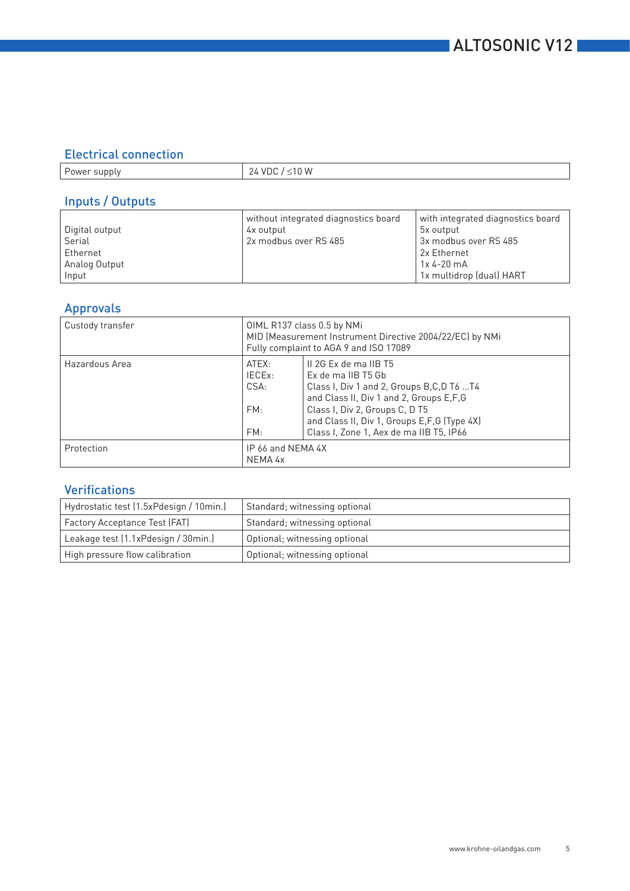## Electrical connection

| Power supply | 24 VDC / ≤10 W |
|---|---|

## Inputs / Outputs

| | without integrated diagnostics board | with integrated diagnostics board |
|---|---|---|
| Digital output | 4x output | 5x output |
| Serial | 2x modbus over RS 485 | 3x modbus over RS 485 |
| Ethernet | | 2x Ethernet |
| Analog Output | | 1x 4-20 mA |
| Input | | 1x multidrop (dual) HART |

## Approvals

| | | |
|---|---|---|
| Custody transfer | OIML R137 class 0.5 by NMi<br>MID (Measurement Instrument Directive 2004/22/EC) by NMi<br>Fully complaint to AGA 9 and ISO 17089 | |
| Hazardous Area | ATEX: | II 2G Ex de ma IIB T5 |
| | IECEx: | Ex de ma IIB T5 Gb |
| | CSA: | Class I, Div 1 and 2, Groups B,C,D T6 ...T4<br>and Class II, Div 1 and 2, Groups E,F,G |
| | FM: | Class I, Div 2, Groups C, D T5<br>and Class II, Div 1, Groups E,F,G (Type 4X) |
| | FM: | Class I, Zone 1, Aex de ma IIB T5, IP66 |
| Protection | IP 66 and NEMA 4X<br>NEMA 4x | |

## Verifications

| | |
|---|---|
| Hydrostatic test (1.5xPdesign / 10min.) | Standard; witnessing optional |
| Factory Acceptance Test (FAT) | Standard; witnessing optional |
| Leakage test (1.1xPdesign / 30min.) | Optional; witnessing optional |
| High pressure flow calibration | Optional; witnessing optional |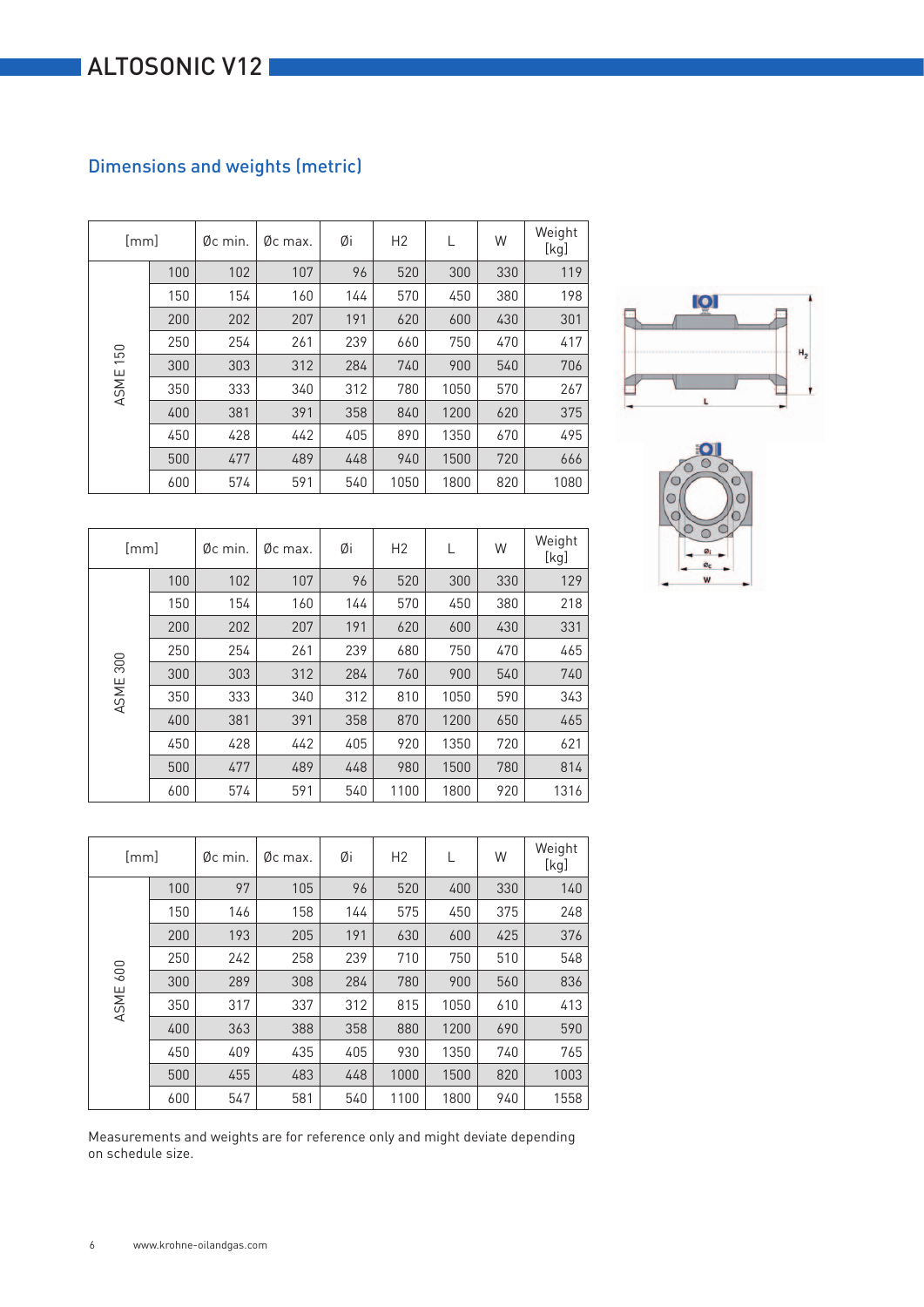## Dimensions and weights (metric)

| [mm] | | Øc min. | Øc max. | Øi | H2 | L | W | Weight [kg] |
|---|---|---|---|---|---|---|---|---|
| ASME 150 | 100 | 102 | 107 | 96 | 520 | 300 | 330 | 119 |
| | 150 | 154 | 160 | 144 | 570 | 450 | 380 | 198 |
| | 200 | 202 | 207 | 191 | 620 | 600 | 430 | 301 |
| | 250 | 254 | 261 | 239 | 660 | 750 | 470 | 417 |
| | 300 | 303 | 312 | 284 | 740 | 900 | 540 | 706 |
| | 350 | 333 | 340 | 312 | 780 | 1050 | 570 | 267 |
| | 400 | 381 | 391 | 358 | 840 | 1200 | 620 | 375 |
| | 450 | 428 | 442 | 405 | 890 | 1350 | 670 | 495 |
| | 500 | 477 | 489 | 448 | 940 | 1500 | 720 | 666 |
| | 600 | 574 | 591 | 540 | 1050 | 1800 | 820 | 1080 |

| [mm] | | Øc min. | Øc max. | Øi | H2 | L | W | Weight [kg] |
|---|---|---|---|---|---|---|---|---|
| ASME 300 | 100 | 102 | 107 | 96 | 520 | 300 | 330 | 129 |
| | 150 | 154 | 160 | 144 | 570 | 450 | 380 | 218 |
| | 200 | 202 | 207 | 191 | 620 | 600 | 430 | 331 |
| | 250 | 254 | 261 | 239 | 680 | 750 | 470 | 465 |
| | 300 | 303 | 312 | 284 | 760 | 900 | 540 | 740 |
| | 350 | 333 | 340 | 312 | 810 | 1050 | 590 | 343 |
| | 400 | 381 | 391 | 358 | 870 | 1200 | 650 | 465 |
| | 450 | 428 | 442 | 405 | 920 | 1350 | 720 | 621 |
| | 500 | 477 | 489 | 448 | 980 | 1500 | 780 | 814 |
| | 600 | 574 | 591 | 540 | 1100 | 1800 | 920 | 1316 |

| [mm] | | Øc min. | Øc max. | Øi | H2 | L | W | Weight [kg] |
|---|---|---|---|---|---|---|---|---|
| ASME 600 | 100 | 97 | 105 | 96 | 520 | 400 | 330 | 140 |
| | 150 | 146 | 158 | 144 | 575 | 450 | 375 | 248 |
| | 200 | 193 | 205 | 191 | 630 | 600 | 425 | 376 |
| | 250 | 242 | 258 | 239 | 710 | 750 | 510 | 548 |
| | 300 | 289 | 308 | 284 | 780 | 900 | 560 | 836 |
| | 350 | 317 | 337 | 312 | 815 | 1050 | 610 | 413 |
| | 400 | 363 | 388 | 358 | 880 | 1200 | 690 | 590 |
| | 450 | 409 | 435 | 405 | 930 | 1350 | 740 | 765 |
| | 500 | 455 | 483 | 448 | 1000 | 1500 | 820 | 1003 |
| | 600 | 547 | 581 | 540 | 1100 | 1800 | 940 | 1558 |

Measurements and weights are for reference only and might deviate depending on schedule size.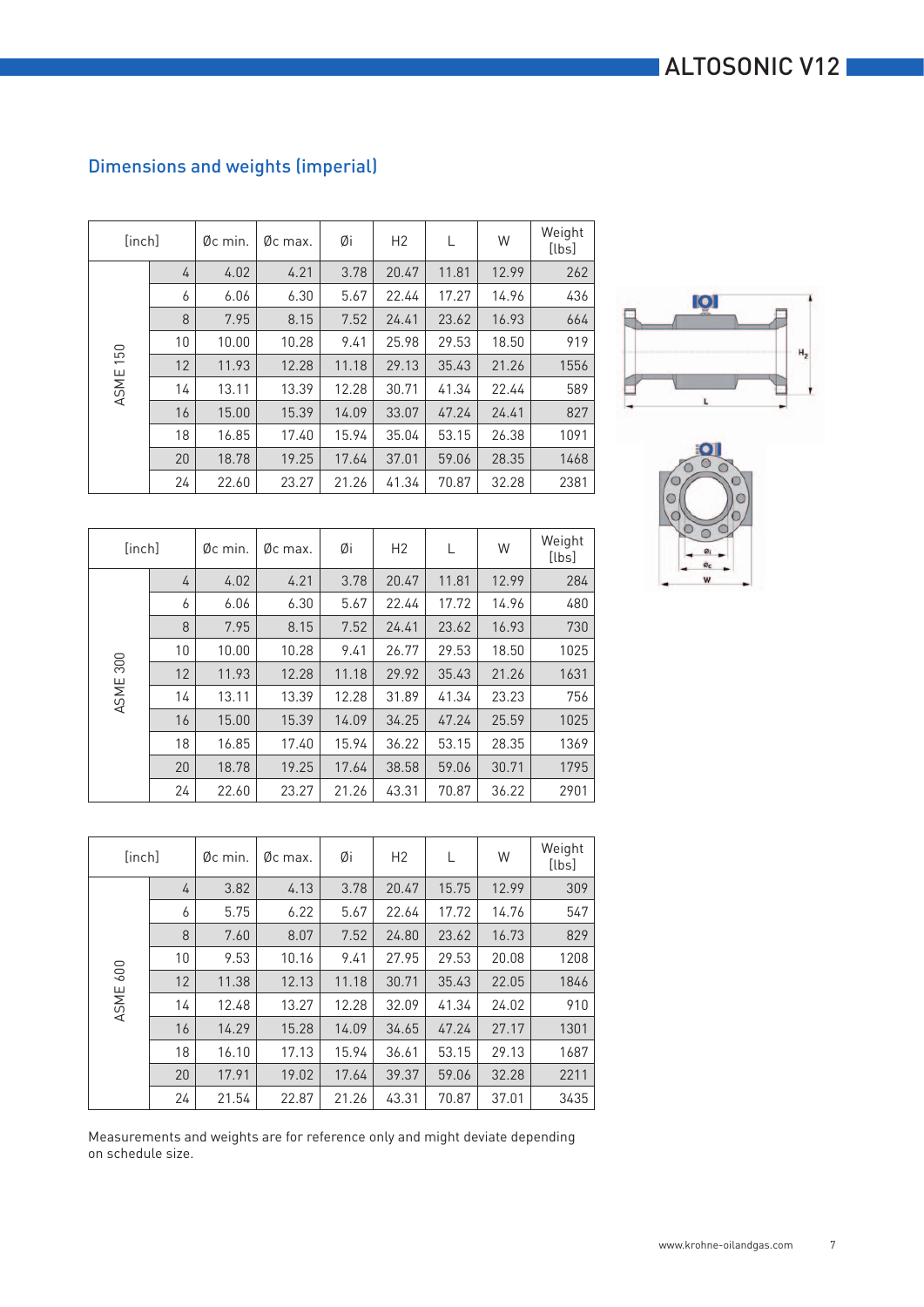## Dimensions and weights (imperial)

| [inch] | | Øc min. | Øc max. | Øi | H2 | L | W | Weight [lbs] |
|---|---|---|---|---|---|---|---|---|
| ASME 150 | 4 | 4.02 | 4.21 | 3.78 | 20.47 | 11.81 | 12.99 | 262 |
| | 6 | 6.06 | 6.30 | 5.67 | 22.44 | 17.27 | 14.96 | 436 |
| | 8 | 7.95 | 8.15 | 7.52 | 24.41 | 23.62 | 16.93 | 664 |
| | 10 | 10.00 | 10.28 | 9.41 | 25.98 | 29.53 | 18.50 | 919 |
| | 12 | 11.93 | 12.28 | 11.18 | 29.13 | 35.43 | 21.26 | 1556 |
| | 14 | 13.11 | 13.39 | 12.28 | 30.71 | 41.34 | 22.44 | 589 |
| | 16 | 15.00 | 15.39 | 14.09 | 33.07 | 47.24 | 24.41 | 827 |
| | 18 | 16.85 | 17.40 | 15.94 | 35.04 | 53.15 | 26.38 | 1091 |
| | 20 | 18.78 | 19.25 | 17.64 | 37.01 | 59.06 | 28.35 | 1468 |
| | 24 | 22.60 | 23.27 | 21.26 | 41.34 | 70.87 | 32.28 | 2381 |

| [inch] | | Øc min. | Øc max. | Øi | H2 | L | W | Weight [lbs] |
|---|---|---|---|---|---|---|---|---|
| ASME 300 | 4 | 4.02 | 4.21 | 3.78 | 20.47 | 11.81 | 12.99 | 284 |
| | 6 | 6.06 | 6.30 | 5.67 | 22.44 | 17.72 | 14.96 | 480 |
| | 8 | 7.95 | 8.15 | 7.52 | 24.41 | 23.62 | 16.93 | 730 |
| | 10 | 10.00 | 10.28 | 9.41 | 26.77 | 29.53 | 18.50 | 1025 |
| | 12 | 11.93 | 12.28 | 11.18 | 29.92 | 35.43 | 21.26 | 1631 |
| | 14 | 13.11 | 13.39 | 12.28 | 31.89 | 41.34 | 23.23 | 756 |
| | 16 | 15.00 | 15.39 | 14.09 | 34.25 | 47.24 | 25.59 | 1025 |
| | 18 | 16.85 | 17.40 | 15.94 | 36.22 | 53.15 | 28.35 | 1369 |
| | 20 | 18.78 | 19.25 | 17.64 | 38.58 | 59.06 | 30.71 | 1795 |
| | 24 | 22.60 | 23.27 | 21.26 | 43.31 | 70.87 | 36.22 | 2901 |

| [inch] | | Øc min. | Øc max. | Øi | H2 | L | W | Weight [lbs] |
|---|---|---|---|---|---|---|---|---|
| ASME 600 | 4 | 3.82 | 4.13 | 3.78 | 20.47 | 15.75 | 12.99 | 309 |
| | 6 | 5.75 | 6.22 | 5.67 | 22.64 | 17.72 | 14.76 | 547 |
| | 8 | 7.60 | 8.07 | 7.52 | 24.80 | 23.62 | 16.73 | 829 |
| | 10 | 9.53 | 10.16 | 9.41 | 27.95 | 29.53 | 20.08 | 1208 |
| | 12 | 11.38 | 12.13 | 11.18 | 30.71 | 35.43 | 22.05 | 1846 |
| | 14 | 12.48 | 13.27 | 12.28 | 32.09 | 41.34 | 24.02 | 910 |
| | 16 | 14.29 | 15.28 | 14.09 | 34.65 | 47.24 | 27.17 | 1301 |
| | 18 | 16.10 | 17.13 | 15.94 | 36.61 | 53.15 | 29.13 | 1687 |
| | 20 | 17.91 | 19.02 | 17.64 | 39.37 | 59.06 | 32.28 | 2211 |
| | 24 | 21.54 | 22.87 | 21.26 | 43.31 | 70.87 | 37.01 | 3435 |

Measurements and weights are for reference only and might deviate depending on schedule size.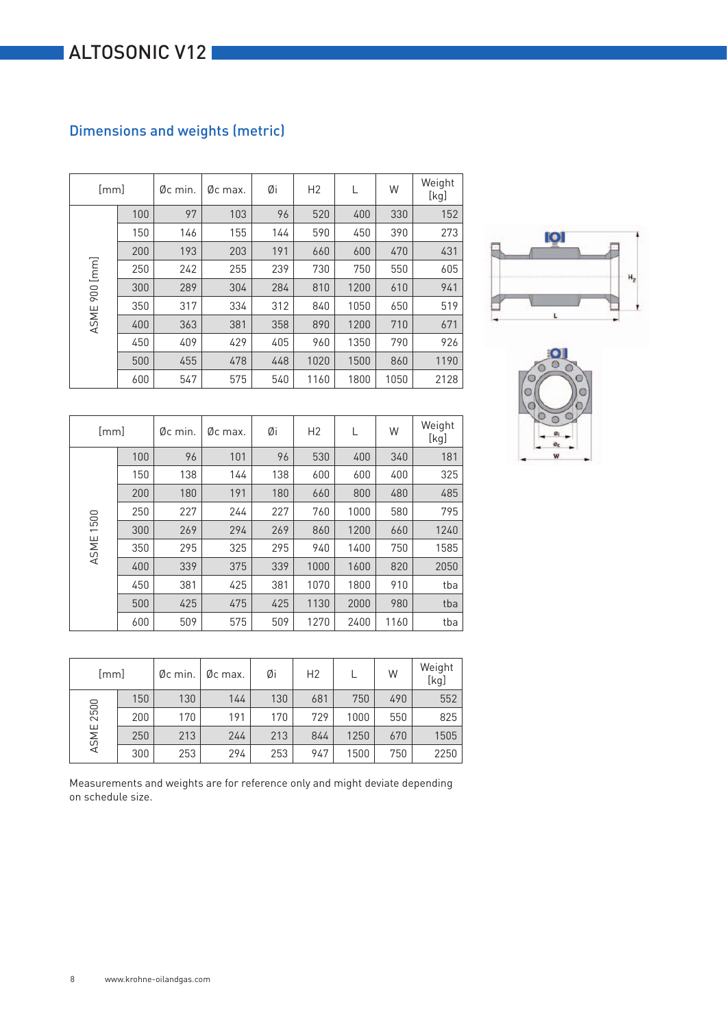# ALTOSONIC V12

## Dimensions and weights (metric)

| [mm] | | Øc min. | Øc max. | Øi | H2 | L | W | Weight [kg] |
|---|---|---|---|---|---|---|---|---|
| ASME 900 [mm] | 100 | 97 | 103 | 96 | 520 | 400 | 330 | 152 |
| | 150 | 146 | 155 | 144 | 590 | 450 | 390 | 273 |
| | 200 | 193 | 203 | 191 | 660 | 600 | 470 | 431 |
| | 250 | 242 | 255 | 239 | 730 | 750 | 550 | 605 |
| | 300 | 289 | 304 | 284 | 810 | 1200 | 610 | 941 |
| | 350 | 317 | 334 | 312 | 840 | 1050 | 650 | 519 |
| | 400 | 363 | 381 | 358 | 890 | 1200 | 710 | 671 |
| | 450 | 409 | 429 | 405 | 960 | 1350 | 790 | 926 |
| | 500 | 455 | 478 | 448 | 1020 | 1500 | 860 | 1190 |
| | 600 | 547 | 575 | 540 | 1160 | 1800 | 1050 | 2128 |

| [mm] | | Øc min. | Øc max. | Øi | H2 | L | W | Weight [kg] |
|---|---|---|---|---|---|---|---|---|
| ASME 1500 | 100 | 96 | 101 | 96 | 530 | 400 | 340 | 181 |
| | 150 | 138 | 144 | 138 | 600 | 600 | 400 | 325 |
| | 200 | 180 | 191 | 180 | 660 | 800 | 480 | 485 |
| | 250 | 227 | 244 | 227 | 760 | 1000 | 580 | 795 |
| | 300 | 269 | 294 | 269 | 860 | 1200 | 660 | 1240 |
| | 350 | 295 | 325 | 295 | 940 | 1400 | 750 | 1585 |
| | 400 | 339 | 375 | 339 | 1000 | 1600 | 820 | 2050 |
| | 450 | 381 | 425 | 381 | 1070 | 1800 | 910 | tba |
| | 500 | 425 | 475 | 425 | 1130 | 2000 | 980 | tba |
| | 600 | 509 | 575 | 509 | 1270 | 2400 | 1160 | tba |

| [mm] | | Øc min. | Øc max. | Øi | H2 | L | W | Weight [kg] |
|---|---|---|---|---|---|---|---|---|
| ASME 2500 | 150 | 130 | 144 | 130 | 681 | 750 | 490 | 552 |
| | 200 | 170 | 191 | 170 | 729 | 1000 | 550 | 825 |
| | 250 | 213 | 244 | 213 | 844 | 1250 | 670 | 1505 |
| | 300 | 253 | 294 | 253 | 947 | 1500 | 750 | 2250 |

Measurements and weights are for reference only and might deviate depending on schedule size.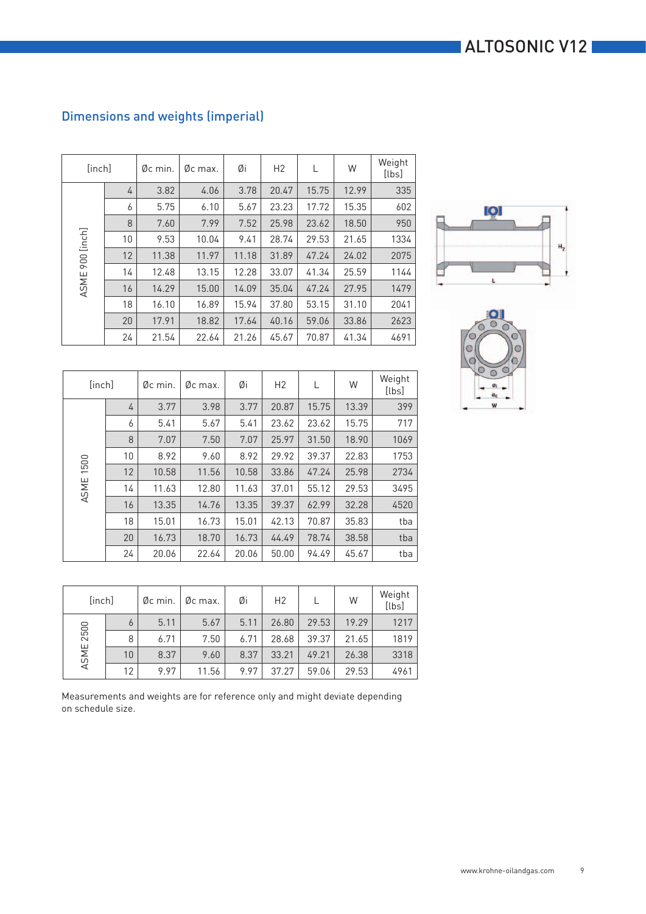## Dimensions and weights (imperial)

| [inch] | | Øc min. | Øc max. | Øi | H2 | L | W | Weight [lbs] |
|---|---|---|---|---|---|---|---|---|
| ASME 900 [inch] | 4 | 3.82 | 4.06 | 3.78 | 20.47 | 15.75 | 12.99 | 335 |
| | 6 | 5.75 | 6.10 | 5.67 | 23.23 | 17.72 | 15.35 | 602 |
| | 8 | 7.60 | 7.99 | 7.52 | 25.98 | 23.62 | 18.50 | 950 |
| | 10 | 9.53 | 10.04 | 9.41 | 28.74 | 29.53 | 21.65 | 1334 |
| | 12 | 11.38 | 11.97 | 11.18 | 31.89 | 47.24 | 24.02 | 2075 |
| | 14 | 12.48 | 13.15 | 12.28 | 33.07 | 41.34 | 25.59 | 1144 |
| | 16 | 14.29 | 15.00 | 14.09 | 35.04 | 47.24 | 27.95 | 1479 |
| | 18 | 16.10 | 16.89 | 15.94 | 37.80 | 53.15 | 31.10 | 2041 |
| | 20 | 17.91 | 18.82 | 17.64 | 40.16 | 59.06 | 33.86 | 2623 |
| | 24 | 21.54 | 22.64 | 21.26 | 45.67 | 70.87 | 41.34 | 4691 |

| [inch] | | Øc min. | Øc max. | Øi | H2 | L | W | Weight [lbs] |
|---|---|---|---|---|---|---|---|---|
| ASME 1500 | 4 | 3.77 | 3.98 | 3.77 | 20.87 | 15.75 | 13.39 | 399 |
| | 6 | 5.41 | 5.67 | 5.41 | 23.62 | 23.62 | 15.75 | 717 |
| | 8 | 7.07 | 7.50 | 7.07 | 25.97 | 31.50 | 18.90 | 1069 |
| | 10 | 8.92 | 9.60 | 8.92 | 29.92 | 39.37 | 22.83 | 1753 |
| | 12 | 10.58 | 11.56 | 10.58 | 33.86 | 47.24 | 25.98 | 2734 |
| | 14 | 11.63 | 12.80 | 11.63 | 37.01 | 55.12 | 29.53 | 3495 |
| | 16 | 13.35 | 14.76 | 13.35 | 39.37 | 62.99 | 32.28 | 4520 |
| | 18 | 15.01 | 16.73 | 15.01 | 42.13 | 70.87 | 35.83 | tba |
| | 20 | 16.73 | 18.70 | 16.73 | 44.49 | 78.74 | 38.58 | tba |
| | 24 | 20.06 | 22.64 | 20.06 | 50.00 | 94.49 | 45.67 | tba |

| [inch] | | Øc min. | Øc max. | Øi | H2 | L | W | Weight [lbs] |
|---|---|---|---|---|---|---|---|---|
| ASME 2500 | 6 | 5.11 | 5.67 | 5.11 | 26.80 | 29.53 | 19.29 | 1217 |
| | 8 | 6.71 | 7.50 | 6.71 | 28.68 | 39.37 | 21.65 | 1819 |
| | 10 | 8.37 | 9.60 | 8.37 | 33.21 | 49.21 | 26.38 | 3318 |
| | 12 | 9.97 | 11.56 | 9.97 | 37.27 | 59.06 | 29.53 | 4961 |

Measurements and weights are for reference only and might deviate depending on schedule size.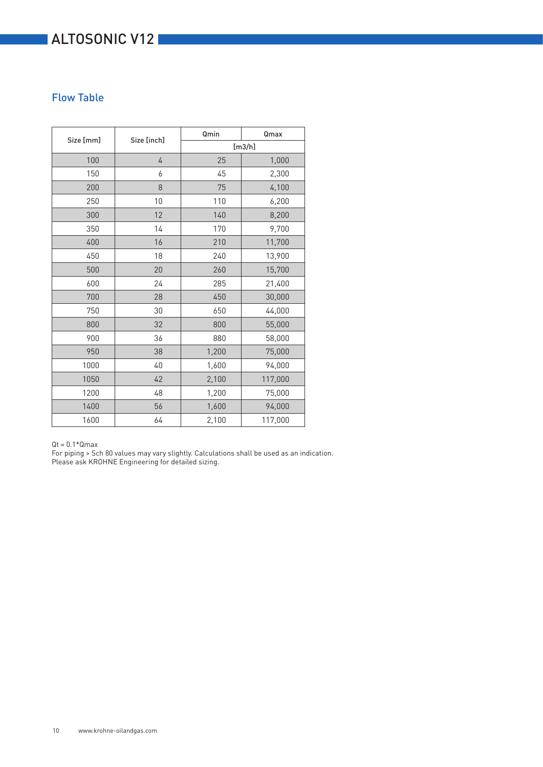# ALTOSONIC V12

## Flow Table

| Size [mm] | Size [inch] | Qmin | Qmax |
|---|---|---|---|
| | | [m3/h] | |
| 100 | 4 | 25 | 1,000 |
| 150 | 6 | 45 | 2,300 |
| 200 | 8 | 75 | 4,100 |
| 250 | 10 | 110 | 6,200 |
| 300 | 12 | 140 | 8,200 |
| 350 | 14 | 170 | 9,700 |
| 400 | 16 | 210 | 11,700 |
| 450 | 18 | 240 | 13,900 |
| 500 | 20 | 260 | 15,700 |
| 600 | 24 | 285 | 21,400 |
| 700 | 28 | 450 | 30,000 |
| 750 | 30 | 650 | 44,000 |
| 800 | 32 | 800 | 55,000 |
| 900 | 36 | 880 | 58,000 |
| 950 | 38 | 1,200 | 75,000 |
| 1000 | 40 | 1,600 | 94,000 |
| 1050 | 42 | 2,100 | 117,000 |
| 1200 | 48 | 1,200 | 75,000 |
| 1400 | 56 | 1,600 | 94,000 |
| 1600 | 64 | 2,100 | 117,000 |

$Q_t = 0.1 \cdot Q_{max}$
For piping > Sch 80 values may vary slightly. Calculations shall be used as an indication.
Please ask KROHNE Engineering for detailed sizing.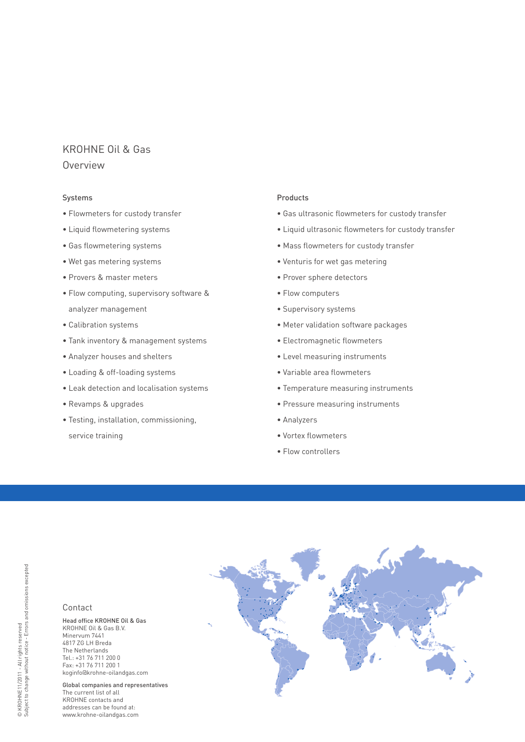# KROHNE Oil & Gas
## Overview

### Systems

- Flowmeters for custody transfer
- Liquid flowmetering systems
- Gas flowmetering systems
- Wet gas metering systems
- Provers & master meters
- Flow computing, supervisory software & analyzer management
- Calibration systems
- Tank inventory & management systems
- Analyzer houses and shelters
- Loading & off-loading systems
- Leak detection and localisation systems
- Revamps & upgrades
- Testing, installation, commissioning, service training

### Products

- Gas ultrasonic flowmeters for custody transfer
- Liquid ultrasonic flowmeters for custody transfer
- Mass flowmeters for custody transfer
- Venturis for wet gas metering
- Prover sphere detectors
- Flow computers
- Supervisory systems
- Meter validation software packages
- Electromagnetic flowmeters
- Level measuring instruments
- Variable area flowmeters
- Temperature measuring instruments
- Pressure measuring instruments
- Analyzers
- Vortex flowmeters
- Flow controllers

## Contact

**Head office KROHNE Oil & Gas**
KROHNE Oil & Gas B.V.
Minervum 7441
4817 ZG LH Breda
The Netherlands
Tel.: +31 76 711 200 0
Fax: +31 76 711 200 1
koginfo@krohne-oilandgas.com

**Global companies and representatives**
The current list of all KROHNE contacts and addresses can be found at:
www.krohne-oilandgas.com

© KROHNE11/2011 - All rights reserved
Subject to change without notice - Errors and omissions excepted